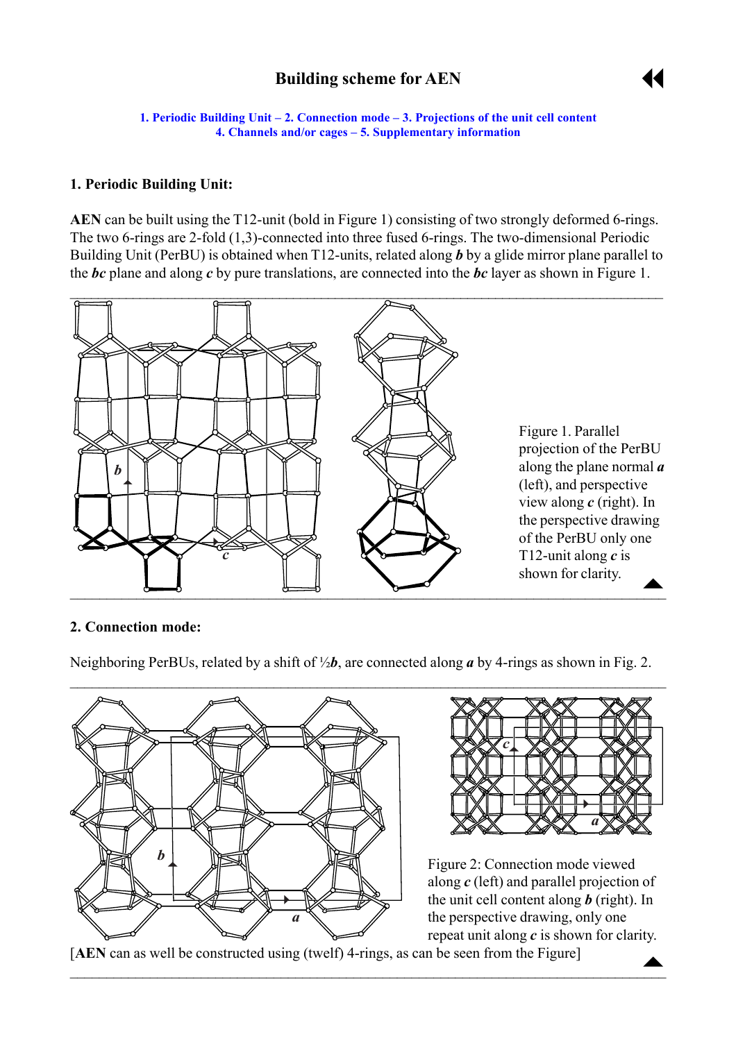# Building scheme for AEN

1. Periodic Building Unit – 2. Connection mode – 3. Projections of the unit cell content
4. Channels and/or cages – 5. Supplementary information

## 1. Periodic Building Unit:

**AEN** can be built using the T12-unit (bold in Figure 1) consisting of two strongly deformed 6-rings. The two 6-rings are 2-fold (1,3)-connected into three fused 6-rings. The two-dimensional Periodic Building Unit (PerBU) is obtained when T12-units, related along ***b*** by a glide mirror plane parallel to the ***bc*** plane and along ***c*** by pure translations, are connected into the ***bc*** layer as shown in Figure 1.

Figure 1. Parallel projection of the PerBU along the plane normal ***a*** (left), and perspective view along ***c*** (right). In the perspective drawing of the PerBU only one T12-unit along ***c*** is shown for clarity.

## 2. Connection mode:

Neighboring PerBUs, related by a shift of ½***b***, are connected along ***a*** by 4-rings as shown in Fig. 2.

Figure 2: Connection mode viewed along ***c*** (left) and parallel projection of the unit cell content along ***b*** (right). In the perspective drawing, only one repeat unit along ***c*** is shown for clarity.

[**AEN** can as well be constructed using (twelf) 4-rings, as can be seen from the Figure]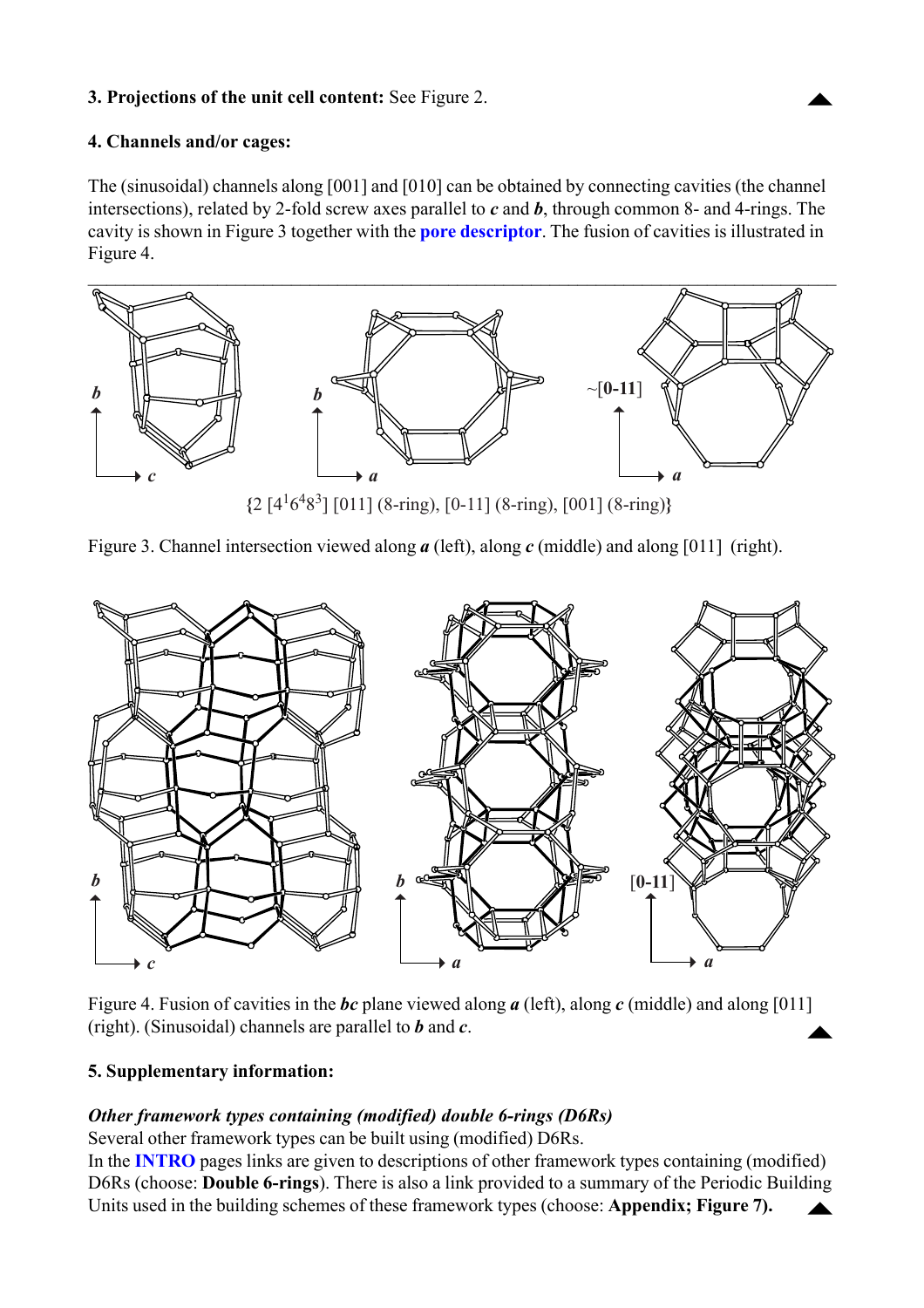**3. Projections of the unit cell content:** See Figure 2.

**4. Channels and/or cages:**

The (sinusoidal) channels along [001] and [010] can be obtained by connecting cavities (the channel intersections), related by 2-fold screw axes parallel to ***c*** and ***b***, through common 8- and 4-rings. The cavity is shown in Figure 3 together with the **pore descriptor**. The fusion of cavities is illustrated in Figure 4.

{2 [$4^1 6^4 8^3$] [011] (8-ring), [0-11] (8-ring), [001] (8-ring)}

Figure 3. Channel intersection viewed along ***a*** (left), along ***c*** (middle) and along [011] (right).

Figure 4. Fusion of cavities in the ***bc*** plane viewed along ***a*** (left), along ***c*** (middle) and along [011] (right). (Sinusoidal) channels are parallel to ***b*** and ***c***.

**5. Supplementary information:**

***Other framework types containing (modified) double 6-rings (D6Rs)***

Several other framework types can be built using (modified) D6Rs.

In the **INTRO** pages links are given to descriptions of other framework types containing (modified) D6Rs (choose: **Double 6-rings**). There is also a link provided to a summary of the Periodic Building Units used in the building schemes of these framework types (choose: **Appendix; Figure 7).**